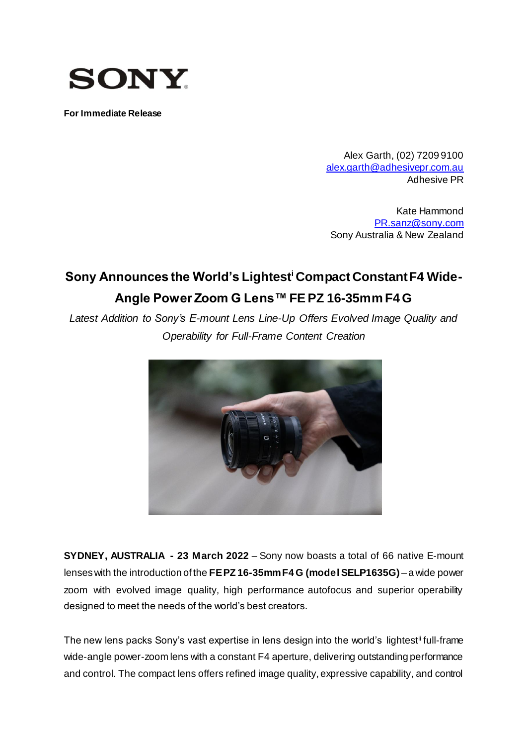SONY

**For Immediate Release**

Alex Garth, (02) 7209 9100
alex.garth@adhesivepr.com.au
Adhesive PR

Kate Hammond
PR.sanz@sony.com
Sony Australia & New Zealand

# Sony Announces the World's Lightest[i] Compact Constant F4 Wide-Angle Power Zoom G Lens™ FE PZ 16-35mm F4 G

*Latest Addition to Sony's E-mount Lens Line-Up Offers Evolved Image Quality and Operability for Full-Frame Content Creation*

**SYDNEY, AUSTRALIA - 23 March 2022** – Sony now boasts a total of 66 native E-mount lenses with the introduction of the **FE PZ 16-35mm F4 G (model SELP1635G)** – a wide power zoom with evolved image quality, high performance autofocus and superior operability designed to meet the needs of the world's best creators.

The new lens packs Sony's vast expertise in lens design into the world's lightest[ii] full-frame wide-angle power-zoom lens with a constant F4 aperture, delivering outstanding performance and control. The compact lens offers refined image quality, expressive capability, and control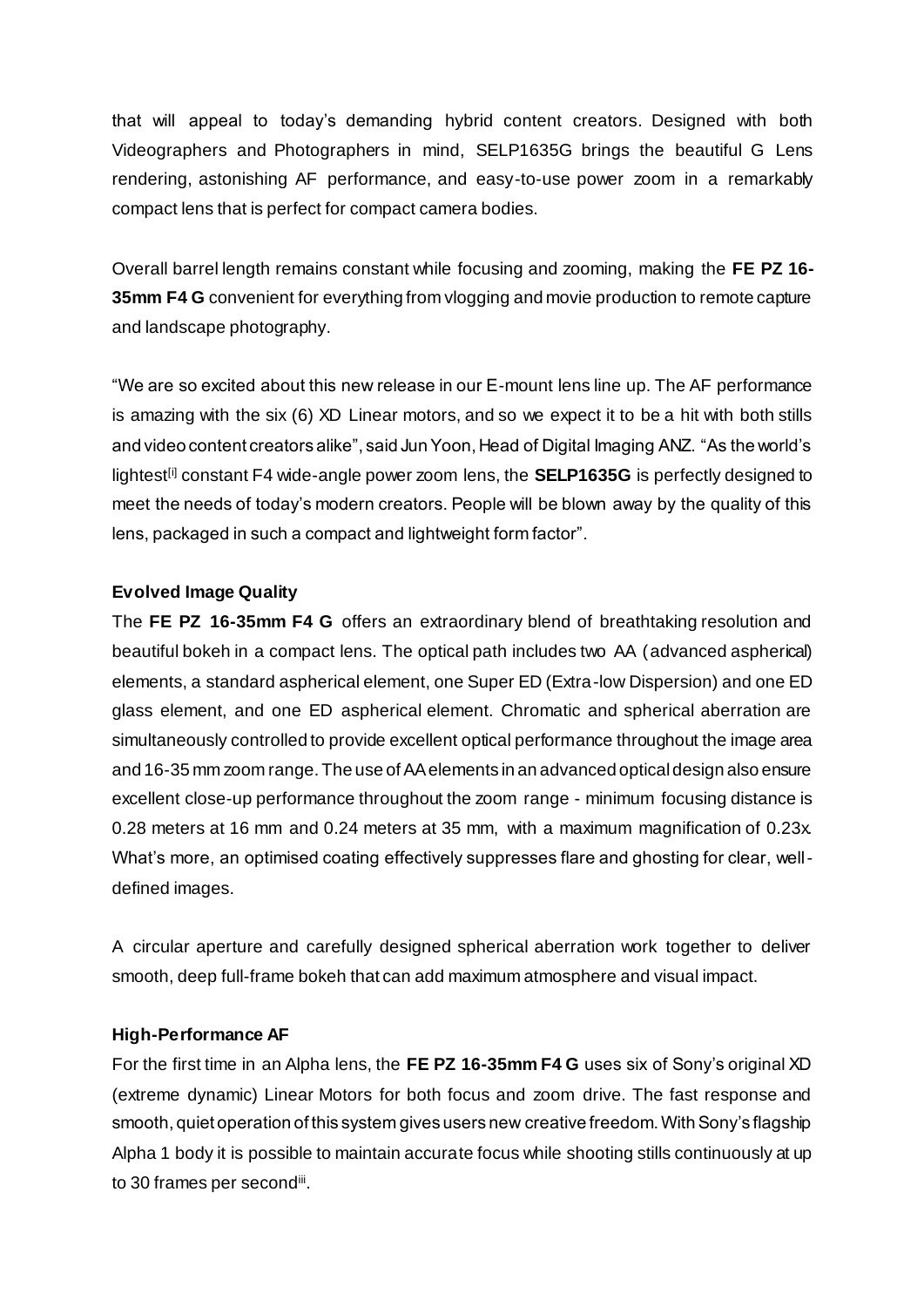that will appeal to today's demanding hybrid content creators. Designed with both Videographers and Photographers in mind, SELP1635G brings the beautiful G Lens rendering, astonishing AF performance, and easy-to-use power zoom in a remarkably compact lens that is perfect for compact camera bodies.

Overall barrel length remains constant while focusing and zooming, making the **FE PZ 16-35mm F4 G** convenient for everything from vlogging and movie production to remote capture and landscape photography.

"We are so excited about this new release in our E-mount lens line up. The AF performance is amazing with the six (6) XD Linear motors, and so we expect it to be a hit with both stills and video content creators alike", said Jun Yoon, Head of Digital Imaging ANZ. "As the world's lightest[i] constant F4 wide-angle power zoom lens, the **SELP1635G** is perfectly designed to meet the needs of today's modern creators. People will be blown away by the quality of this lens, packaged in such a compact and lightweight form factor".

**Evolved Image Quality**

The **FE PZ 16-35mm F4 G** offers an extraordinary blend of breathtaking resolution and beautiful bokeh in a compact lens. The optical path includes two AA (advanced aspherical) elements, a standard aspherical element, one Super ED (Extra-low Dispersion) and one ED glass element, and one ED aspherical element. Chromatic and spherical aberration are simultaneously controlled to provide excellent optical performance throughout the image area and 16-35 mm zoom range. The use of AA elements in an advanced optical design also ensure excellent close-up performance throughout the zoom range - minimum focusing distance is 0.28 meters at 16 mm and 0.24 meters at 35 mm, with a maximum magnification of 0.23x. What's more, an optimised coating effectively suppresses flare and ghosting for clear, well-defined images.

A circular aperture and carefully designed spherical aberration work together to deliver smooth, deep full-frame bokeh that can add maximum atmosphere and visual impact.

**High-Performance AF**

For the first time in an Alpha lens, the **FE PZ 16-35mm F4 G** uses six of Sony's original XD (extreme dynamic) Linear Motors for both focus and zoom drive. The fast response and smooth, quiet operation of this system gives users new creative freedom. With Sony's flagship Alpha 1 body it is possible to maintain accurate focus while shooting stills continuously at up to 30 frames per second[iii].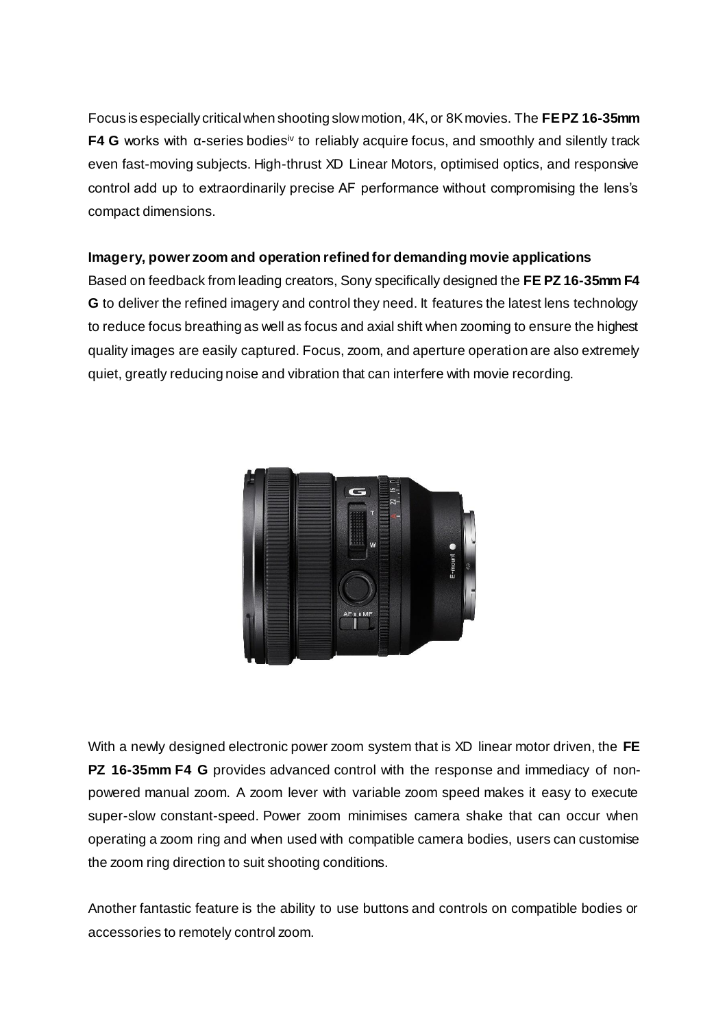Focus is especially critical when shooting slow motion, 4K, or 8K movies. The **FE PZ 16-35mm F4 G** works with α-series bodies[iv] to reliably acquire focus, and smoothly and silently track even fast-moving subjects. High-thrust XD Linear Motors, optimised optics, and responsive control add up to extraordinarily precise AF performance without compromising the lens's compact dimensions.

**Imagery, power zoom and operation refined for demanding movie applications**

Based on feedback from leading creators, Sony specifically designed the **FE PZ 16-35mm F4 G** to deliver the refined imagery and control they need. It features the latest lens technology to reduce focus breathing as well as focus and axial shift when zooming to ensure the highest quality images are easily captured. Focus, zoom, and aperture operation are also extremely quiet, greatly reducing noise and vibration that can interfere with movie recording.

With a newly designed electronic power zoom system that is XD linear motor driven, the **FE PZ 16-35mm F4 G** provides advanced control with the response and immediacy of non-powered manual zoom. A zoom lever with variable zoom speed makes it easy to execute super-slow constant-speed. Power zoom minimises camera shake that can occur when operating a zoom ring and when used with compatible camera bodies, users can customise the zoom ring direction to suit shooting conditions.

Another fantastic feature is the ability to use buttons and controls on compatible bodies or accessories to remotely control zoom.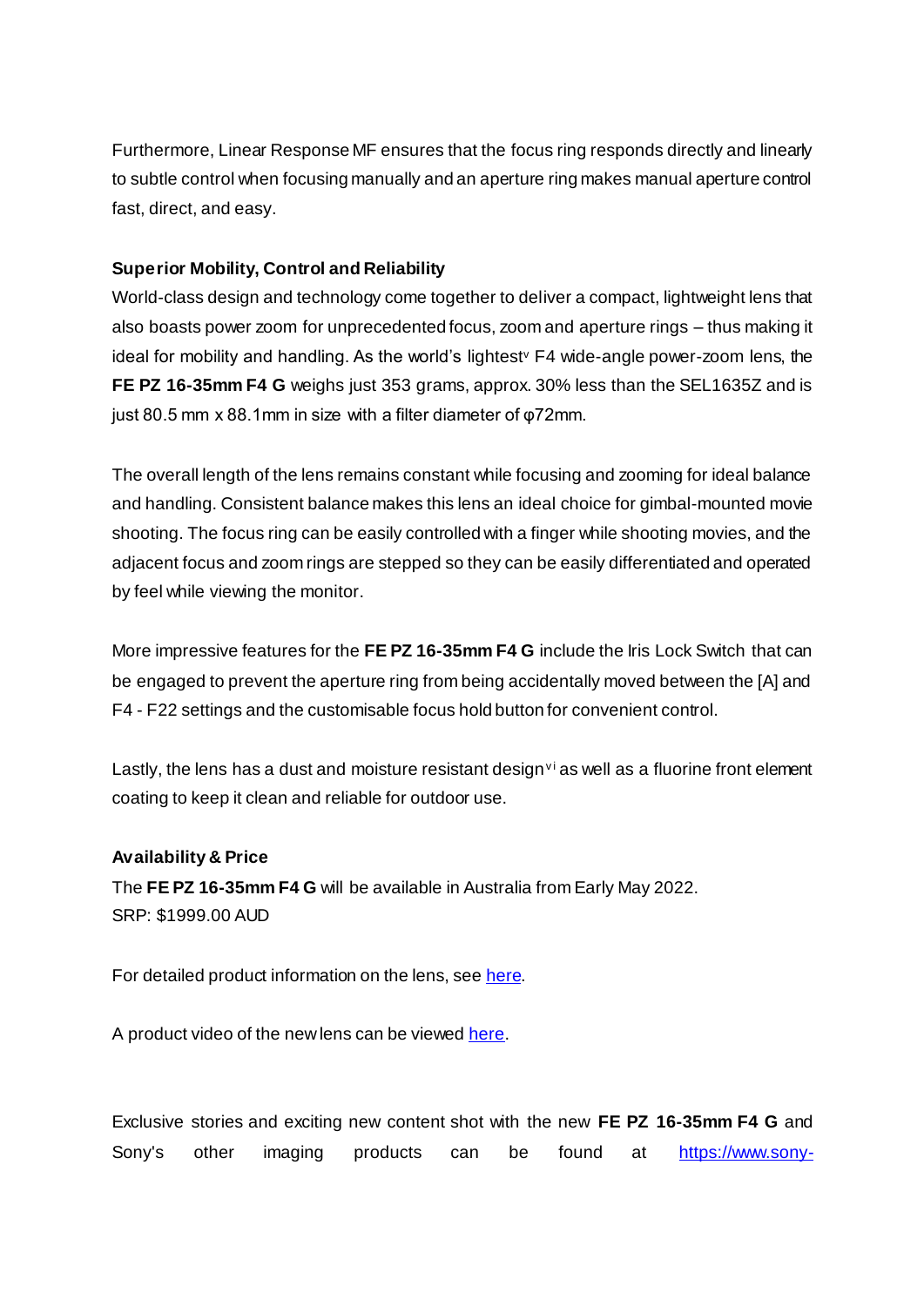Furthermore, Linear Response MF ensures that the focus ring responds directly and linearly to subtle control when focusing manually and an aperture ring makes manual aperture control fast, direct, and easy.

**Superior Mobility, Control and Reliability**

World-class design and technology come together to deliver a compact, lightweight lens that also boasts power zoom for unprecedented focus, zoom and aperture rings – thus making it ideal for mobility and handling. As the world's lightest[v] F4 wide-angle power-zoom lens, the **FE PZ 16-35mm F4 G** weighs just 353 grams, approx. 30% less than the SEL1635Z and is just 80.5 mm x 88.1mm in size with a filter diameter of φ72mm.

The overall length of the lens remains constant while focusing and zooming for ideal balance and handling. Consistent balance makes this lens an ideal choice for gimbal-mounted movie shooting. The focus ring can be easily controlled with a finger while shooting movies, and the adjacent focus and zoom rings are stepped so they can be easily differentiated and operated by feel while viewing the monitor.

More impressive features for the **FE PZ 16-35mm F4 G** include the Iris Lock Switch that can be engaged to prevent the aperture ring from being accidentally moved between the [A] and F4 - F22 settings and the customisable focus hold button for convenient control.

Lastly, the lens has a dust and moisture resistant design[vi] as well as a fluorine front element coating to keep it clean and reliable for outdoor use.

**Availability & Price**

The **FE PZ 16-35mm F4 G** will be available in Australia from Early May 2022.
SRP: $1999.00 AUD

For detailed product information on the lens, see [here](#).

A product video of the new lens can be viewed [here](#).

Exclusive stories and exciting new content shot with the new **FE PZ 16-35mm F4 G** and Sony's other imaging products can be found at https://www.sony-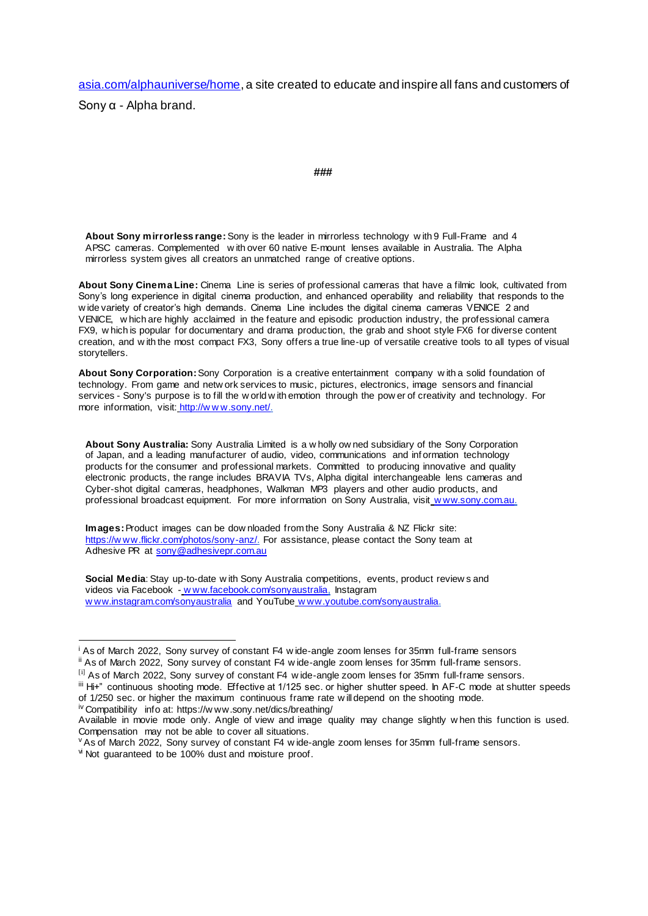asia.com/alphauniverse/home, a site created to educate and inspire all fans and customers of Sony α - Alpha brand.

###

**About Sony mirrorless range:** Sony is the leader in mirrorless technology with 9 Full-Frame and 4 APSC cameras. Complemented with over 60 native E-mount lenses available in Australia. The Alpha mirrorless system gives all creators an unmatched range of creative options.

**About Sony Cinema Line:** Cinema Line is series of professional cameras that have a filmic look, cultivated from Sony's long experience in digital cinema production, and enhanced operability and reliability that responds to the wide variety of creator's high demands. Cinema Line includes the digital cinema cameras VENICE 2 and VENICE, which are highly acclaimed in the feature and episodic production industry, the professional camera FX9, which is popular for documentary and drama production, the grab and shoot style FX6 for diverse content creation, and with the most compact FX3, Sony offers a true line-up of versatile creative tools to all types of visual storytellers.

**About Sony Corporation:** Sony Corporation is a creative entertainment company with a solid foundation of technology. From game and network services to music, pictures, electronics, image sensors and financial services - Sony's purpose is to fill the world with emotion through the power of creativity and technology. For more information, visit: http://www.sony.net/.

**About Sony Australia:** Sony Australia Limited is a wholly owned subsidiary of the Sony Corporation of Japan, and a leading manufacturer of audio, video, communications and information technology products for the consumer and professional markets. Committed to producing innovative and quality electronic products, the range includes BRAVIA TVs, Alpha digital interchangeable lens cameras and Cyber-shot digital cameras, headphones, Walkman MP3 players and other audio products, and professional broadcast equipment. For more information on Sony Australia, visit www.sony.com.au.

**Images:** Product images can be downloaded from the Sony Australia & NZ Flickr site: https://www.flickr.com/photos/sony-anz/. For assistance, please contact the Sony team at Adhesive PR at sony@adhesivepr.com.au

**Social Media**: Stay up-to-date with Sony Australia competitions, events, product reviews and videos via Facebook - www.facebook.com/sonyaustralia, Instagram www.instagram.com/sonyaustralia and YouTube www.youtube.com/sonyaustralia.

---

[i] As of March 2022, Sony survey of constant F4 wide-angle zoom lenses for 35mm full-frame sensors

[ii] As of March 2022, Sony survey of constant F4 wide-angle zoom lenses for 35mm full-frame sensors.

[i] As of March 2022, Sony survey of constant F4 wide-angle zoom lenses for 35mm full-frame sensors.

[iii] Hi+" continuous shooting mode. Effective at 1/125 sec. or higher shutter speed. In AF-C mode at shutter speeds of 1/250 sec. or higher the maximum continuous frame rate will depend on the shooting mode.

[iv] Compatibility info at: https://www.sony.net/dics/breathing/

Available in movie mode only. Angle of view and image quality may change slightly when this function is used. Compensation may not be able to cover all situations.

[v] As of March 2022, Sony survey of constant F4 wide-angle zoom lenses for 35mm full-frame sensors.

[vi] Not guaranteed to be 100% dust and moisture proof.